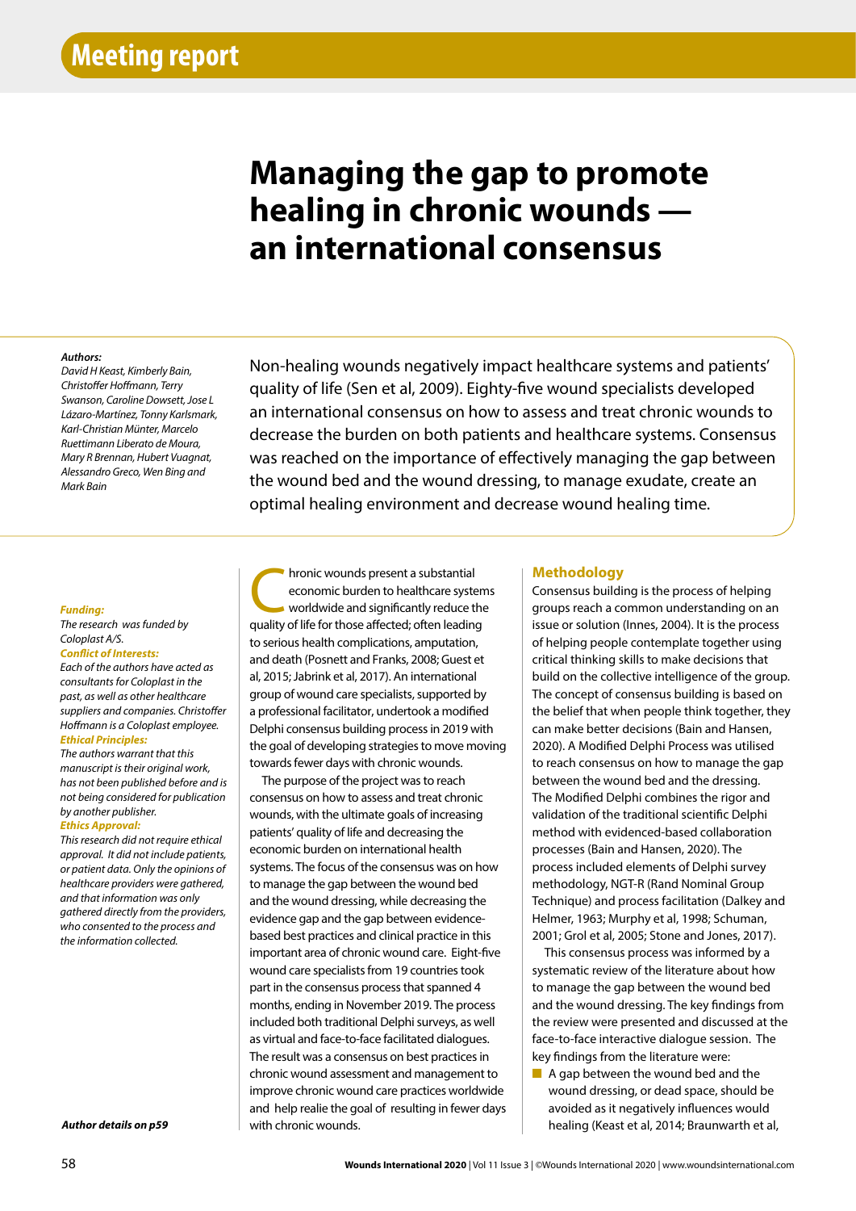Meeting report

# Managing the gap to promote healing in chronic wounds — an international consensus

**Authors:**
*David H Keast, Kimberly Bain, Christoffer Hoffmann, Terry Swanson, Caroline Dowsett, Jose L Lázaro-Martínez, Tonny Karlsmark, Karl-Christian Münter, Marcelo Ruettimann Liberato de Moura, Mary R Brennan, Hubert Vuagnat, Alessandro Greco, Wen Bing and Mark Bain*

Non-healing wounds negatively impact healthcare systems and patients' quality of life (Sen et al, 2009). Eighty-five wound specialists developed an international consensus on how to assess and treat chronic wounds to decrease the burden on both patients and healthcare systems. Consensus was reached on the importance of effectively managing the gap between the wound bed and the wound dressing, to manage exudate, create an optimal healing environment and decrease wound healing time.

***Funding:***
*The research was funded by Coloplast A/S.*

***Conflict of Interests:***
*Each of the authors have acted as consultants for Coloplast in the past, as well as other healthcare suppliers and companies. Christoffer Hoffmann is a Coloplast employee.*

***Ethical Principles:***
*The authors warrant that this manuscript is their original work, has not been published before and is not being considered for publication by another publisher.*

***Ethics Approval:***
*This research did not require ethical approval. It did not include patients, or patient data. Only the opinions of healthcare providers were gathered, and that information was only gathered directly from the providers, who consented to the process and the information collected.*

***Author details on p59***

Chronic wounds present a substantial economic burden to healthcare systems worldwide and significantly reduce the quality of life for those affected; often leading to serious health complications, amputation, and death (Posnett and Franks, 2008; Guest et al, 2015; Jabrink et al, 2017). An international group of wound care specialists, supported by a professional facilitator, undertook a modified Delphi consensus building process in 2019 with the goal of developing strategies to move moving towards fewer days with chronic wounds.

The purpose of the project was to reach consensus on how to assess and treat chronic wounds, with the ultimate goals of increasing patients' quality of life and decreasing the economic burden on international health systems. The focus of the consensus was on how to manage the gap between the wound bed and the wound dressing, while decreasing the evidence gap and the gap between evidence-based best practices and clinical practice in this important area of chronic wound care. Eight-five wound care specialists from 19 countries took part in the consensus process that spanned 4 months, ending in November 2019. The process included both traditional Delphi surveys, as well as virtual and face-to-face facilitated dialogues. The result was a consensus on best practices in chronic wound assessment and management to improve chronic wound care practices worldwide and help realie the goal of resulting in fewer days with chronic wounds.

## Methodology

Consensus building is the process of helping groups reach a common understanding on an issue or solution (Innes, 2004). It is the process of helping people contemplate together using critical thinking skills to make decisions that build on the collective intelligence of the group. The concept of consensus building is based on the belief that when people think together, they can make better decisions (Bain and Hansen, 2020). A Modified Delphi Process was utilised to reach consensus on how to manage the gap between the wound bed and the dressing. The Modified Delphi combines the rigor and validation of the traditional scientific Delphi method with evidenced-based collaboration processes (Bain and Hansen, 2020). The process included elements of Delphi survey methodology, NGT-R (Rand Nominal Group Technique) and process facilitation (Dalkey and Helmer, 1963; Murphy et al, 1998; Schuman, 2001; Grol et al, 2005; Stone and Jones, 2017).

This consensus process was informed by a systematic review of the literature about how to manage the gap between the wound bed and the wound dressing. The key findings from the review were presented and discussed at the face-to-face interactive dialogue session. The key findings from the literature were:

- A gap between the wound bed and the wound dressing, or dead space, should be avoided as it negatively influences would healing (Keast et al, 2014; Braunwarth et al,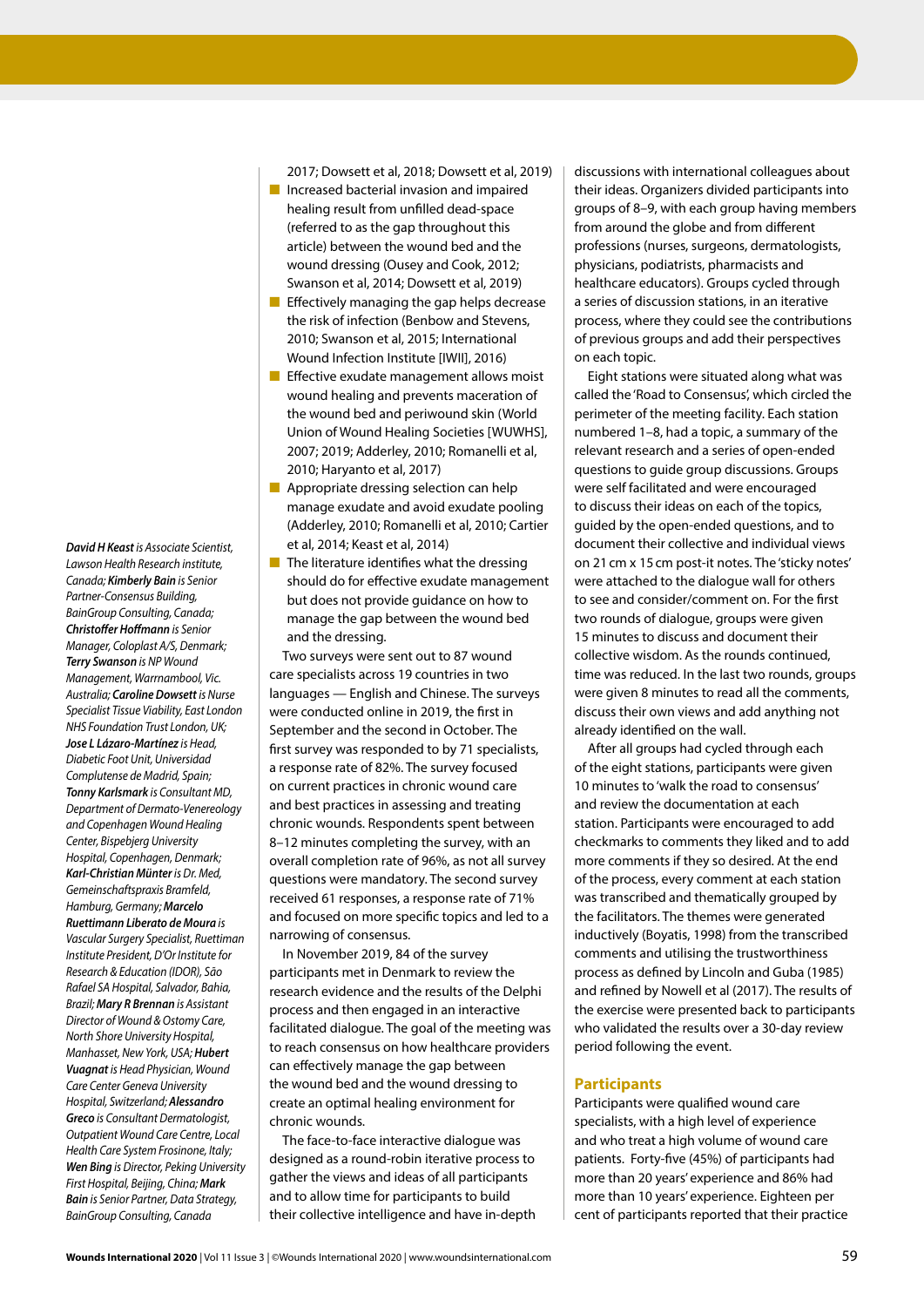*David H Keast* is Associate Scientist, Lawson Health Research institute, Canada; ***Kimberly Bain*** is Senior Partner-Consensus Building, BainGroup Consulting, Canada; ***Christoffer Hoffmann*** is Senior Manager, Coloplast A/S, Denmark; ***Terry Swanson*** is NP Wound Management, Warrnambool, Vic. Australia; ***Caroline Dowsett*** is Nurse Specialist Tissue Viability, East London NHS Foundation Trust London, UK; ***Jose L Lázaro-Martínez*** is Head, Diabetic Foot Unit, Universidad Complutense de Madrid, Spain; ***Tonny Karlsmark*** is Consultant MD, Department of Dermato-Venereology and Copenhagen Wound Healing Center, Bispebjerg University Hospital, Copenhagen, Denmark; ***Karl-Christian Münter*** is Dr. Med, Gemeinschaftspraxis Bramfeld, Hamburg, Germany; ***Marcelo Ruettimann Liberato de Moura*** is Vascular Surgery Specialist, Ruettiman Institute President, D'Or Institute for Research & Education (IDOR), São Rafael SA Hospital, Salvador, Bahia, Brazil; ***Mary R Brennan*** is Assistant Director of Wound & Ostomy Care, North Shore University Hospital, Manhasset, New York, USA; ***Hubert Vuagnat*** is Head Physician, Wound Care Center Geneva University Hospital, Switzerland; ***Alessandro Greco*** is Consultant Dermatologist, Outpatient Wound Care Centre, Local Health Care System Frosinone, Italy; ***Wen Bing*** is Director, Peking University First Hospital, Beijing, China; ***Mark Bain*** is Senior Partner, Data Strategy, BainGroup Consulting, Canada

2017; Dowsett et al, 2018; Dowsett et al, 2019)

- Increased bacterial invasion and impaired healing result from unfilled dead-space (referred to as the gap throughout this article) between the wound bed and the wound dressing (Ousey and Cook, 2012; Swanson et al, 2014; Dowsett et al, 2019)
- Effectively managing the gap helps decrease the risk of infection (Benbow and Stevens, 2010; Swanson et al, 2015; International Wound Infection Institute [IWII], 2016)
- Effective exudate management allows moist wound healing and prevents maceration of the wound bed and periwound skin (World Union of Wound Healing Societies [WUWHS], 2007; 2019; Adderley, 2010; Romanelli et al, 2010; Haryanto et al, 2017)
- Appropriate dressing selection can help manage exudate and avoid exudate pooling (Adderley, 2010; Romanelli et al, 2010; Cartier et al, 2014; Keast et al, 2014)
- The literature identifies what the dressing should do for effective exudate management but does not provide guidance on how to manage the gap between the wound bed and the dressing.

Two surveys were sent out to 87 wound care specialists across 19 countries in two languages — English and Chinese. The surveys were conducted online in 2019, the first in September and the second in October. The first survey was responded to by 71 specialists, a response rate of 82%. The survey focused on current practices in chronic wound care and best practices in assessing and treating chronic wounds. Respondents spent between 8–12 minutes completing the survey, with an overall completion rate of 96%, as not all survey questions were mandatory. The second survey received 61 responses, a response rate of 71% and focused on more specific topics and led to a narrowing of consensus.

In November 2019, 84 of the survey participants met in Denmark to review the research evidence and the results of the Delphi process and then engaged in an interactive facilitated dialogue. The goal of the meeting was to reach consensus on how healthcare providers can effectively manage the gap between the wound bed and the wound dressing to create an optimal healing environment for chronic wounds.

The face-to-face interactive dialogue was designed as a round-robin iterative process to gather the views and ideas of all participants and to allow time for participants to build their collective intelligence and have in-depth discussions with international colleagues about their ideas. Organizers divided participants into groups of 8–9, with each group having members from around the globe and from different professions (nurses, surgeons, dermatologists, physicians, podiatrists, pharmacists and healthcare educators). Groups cycled through a series of discussion stations, in an iterative process, where they could see the contributions of previous groups and add their perspectives on each topic.

Eight stations were situated along what was called the 'Road to Consensus', which circled the perimeter of the meeting facility. Each station numbered 1–8, had a topic, a summary of the relevant research and a series of open-ended questions to guide group discussions. Groups were self facilitated and were encouraged to discuss their ideas on each of the topics, guided by the open-ended questions, and to document their collective and individual views on 21 cm x 15 cm post-it notes. The 'sticky notes' were attached to the dialogue wall for others to see and consider/comment on. For the first two rounds of dialogue, groups were given 15 minutes to discuss and document their collective wisdom. As the rounds continued, time was reduced. In the last two rounds, groups were given 8 minutes to read all the comments, discuss their own views and add anything not already identified on the wall.

After all groups had cycled through each of the eight stations, participants were given 10 minutes to 'walk the road to consensus' and review the documentation at each station. Participants were encouraged to add checkmarks to comments they liked and to add more comments if they so desired. At the end of the process, every comment at each station was transcribed and thematically grouped by the facilitators. The themes were generated inductively (Boyatis, 1998) from the transcribed comments and utilising the trustworthiness process as defined by Lincoln and Guba (1985) and refined by Nowell et al (2017). The results of the exercise were presented back to participants who validated the results over a 30-day review period following the event.

## Participants

Participants were qualified wound care specialists, with a high level of experience and who treat a high volume of wound care patients. Forty-five (45%) of participants had more than 20 years' experience and 86% had more than 10 years' experience. Eighteen per cent of participants reported that their practice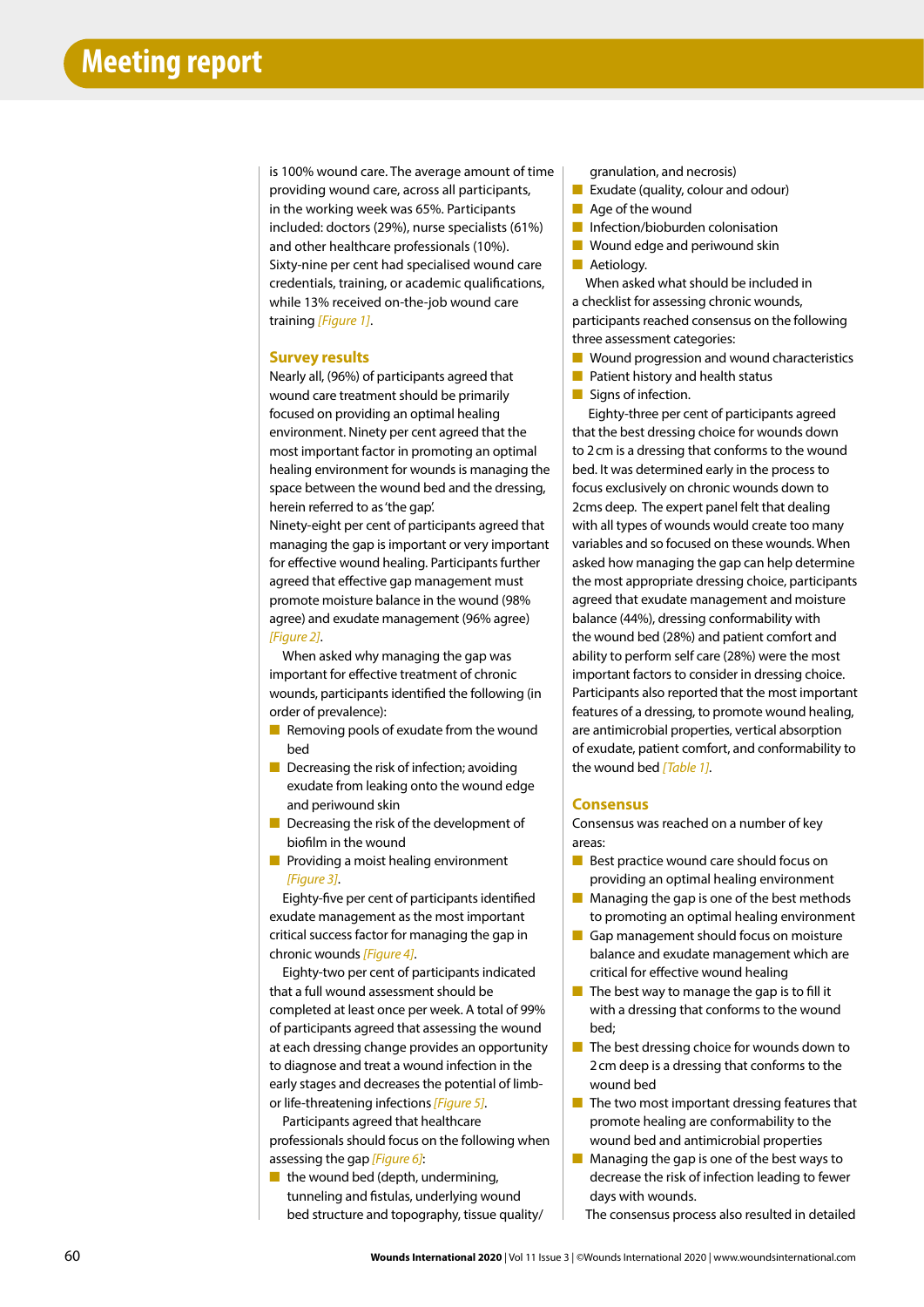is 100% wound care. The average amount of time providing wound care, across all participants, in the working week was 65%. Participants included: doctors (29%), nurse specialists (61%) and other healthcare professionals (10%). Sixty-nine per cent had specialised wound care credentials, training, or academic qualifications, while 13% received on-the-job wound care training *[Figure 1]*.

## Survey results

Nearly all, (96%) of participants agreed that wound care treatment should be primarily focused on providing an optimal healing environment. Ninety per cent agreed that the most important factor in promoting an optimal healing environment for wounds is managing the space between the wound bed and the dressing, herein referred to as 'the gap'.

Ninety-eight per cent of participants agreed that managing the gap is important or very important for effective wound healing. Participants further agreed that effective gap management must promote moisture balance in the wound (98% agree) and exudate management (96% agree) *[Figure 2]*.

When asked why managing the gap was important for effective treatment of chronic wounds, participants identified the following (in order of prevalence):

- Removing pools of exudate from the wound bed
- Decreasing the risk of infection; avoiding exudate from leaking onto the wound edge and periwound skin
- Decreasing the risk of the development of biofilm in the wound
- Providing a moist healing environment *[Figure 3]*.

Eighty-five per cent of participants identified exudate management as the most important critical success factor for managing the gap in chronic wounds *[Figure 4]*.

Eighty-two per cent of participants indicated that a full wound assessment should be completed at least once per week. A total of 99% of participants agreed that assessing the wound at each dressing change provides an opportunity to diagnose and treat a wound infection in the early stages and decreases the potential of limb- or life-threatening infections *[Figure 5]*.

Participants agreed that healthcare professionals should focus on the following when assessing the gap *[Figure 6]*:

- the wound bed (depth, undermining, tunneling and fistulas, underlying wound bed structure and topography, tissue quality/ granulation, and necrosis)
- Exudate (quality, colour and odour)
- Age of the wound
- Infection/bioburden colonisation
- Wound edge and periwound skin
- Aetiology.

When asked what should be included in a checklist for assessing chronic wounds, participants reached consensus on the following three assessment categories:

- Wound progression and wound characteristics
- Patient history and health status
- Signs of infection.

Eighty-three per cent of participants agreed that the best dressing choice for wounds down to 2 cm is a dressing that conforms to the wound bed. It was determined early in the process to focus exclusively on chronic wounds down to 2cms deep. The expert panel felt that dealing with all types of wounds would create too many variables and so focused on these wounds. When asked how managing the gap can help determine the most appropriate dressing choice, participants agreed that exudate management and moisture balance (44%), dressing conformability with the wound bed (28%) and patient comfort and ability to perform self care (28%) were the most important factors to consider in dressing choice. Participants also reported that the most important features of a dressing, to promote wound healing, are antimicrobial properties, vertical absorption of exudate, patient comfort, and conformability to the wound bed *[Table 1]*.

## Consensus

Consensus was reached on a number of key areas:

- Best practice wound care should focus on providing an optimal healing environment
- Managing the gap is one of the best methods to promoting an optimal healing environment
- Gap management should focus on moisture balance and exudate management which are critical for effective wound healing
- The best way to manage the gap is to fill it with a dressing that conforms to the wound bed;
- The best dressing choice for wounds down to 2 cm deep is a dressing that conforms to the wound bed
- The two most important dressing features that promote healing are conformability to the wound bed and antimicrobial properties
- Managing the gap is one of the best ways to decrease the risk of infection leading to fewer days with wounds.

The consensus process also resulted in detailed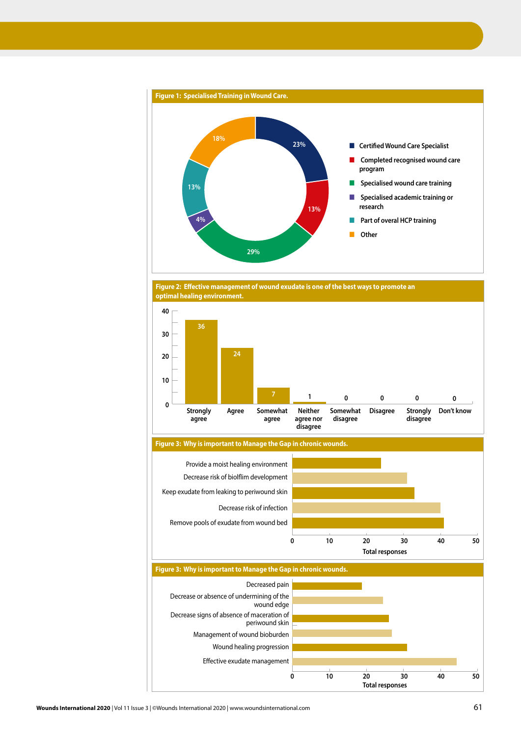**Figure 1: Specialised Training in Wound Care.**

| Category | Percentage |
|---|---|
| Certified Wound Care Specialist | 23% |
| Completed recognised wound care program | 13% |
| Specialised wound care training | 29% |
| Specialised academic training or research | 4% |
| Part of overal HCP training | 13% |
| Other | 18% |

**Figure 2: Effective management of wound exudate is one of the best ways to promote an optimal healing environment.**

| Response | Count |
|---|---|
| Strongly agree | 36 |
| Agree | 24 |
| Somewhat agree | 7 |
| Neither agree nor disagree | 1 |
| Somewhat disagree | 0 |
| Disagree | 0 |
| Strongly disagree | 0 |
| Don't know | 0 |

**Figure 3: Why is important to Manage the Gap in chronic wounds.**

- Provide a moist healing environment
- Decrease risk of bioflim development
- Keep exudate from leaking to periwound skin
- Decrease risk of infection
- Remove pools of exudate from wound bed

Total responses (axis: 0, 10, 20, 30, 40, 50)

**Figure 3: Why is important to Manage the Gap in chronic wounds.**

- Decreased pain
- Decrease or absence of undermining of the wound edge
- Decrease signs of absence of maceration of periwound skin
- Management of wound bioburden
- Wound healing progression
- Effective exudate management

Total responses (axis: 0, 10, 20, 30, 40, 50)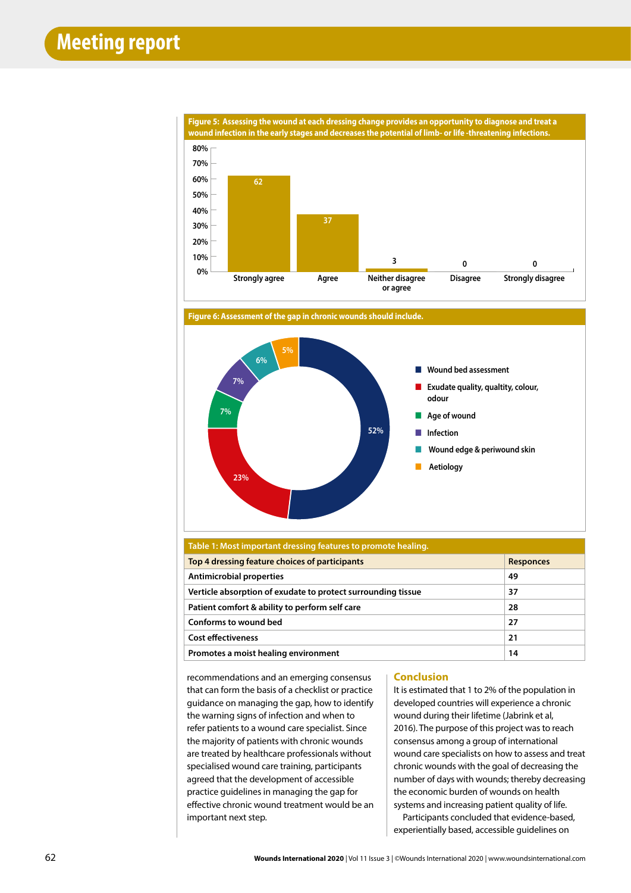**Figure 5: Assessing the wound at each dressing change provides an opportunity to diagnose and treat a wound infection in the early stages and decreases the potential of limb- or life -threatening infections.**

| Response | Value |
|---|---|
| Strongly agree | 62 |
| Agree | 37 |
| Neither disagree or agree | 3 |
| Disagree | 0 |
| Strongly disagree | 0 |

**Figure 6: Assessment of the gap in chronic wounds should include.**

| Item | Percentage |
|---|---|
| Wound bed assessment | 52% |
| Exudate quality, qualtity, colour, odour | 23% |
| Age of wound | 7% |
| Infection | 7% |
| Wound edge & periwound skin | 6% |
| Aetiology | 5% |

**Table 1: Most important dressing features to promote healing.**

| Top 4 dressing feature choices of participants | Responces |
|---|---|
| Antimicrobial properties | 49 |
| Verticle absorption of exudate to protect surrounding tissue | 37 |
| Patient comfort & ability to perform self care | 28 |
| Conforms to wound bed | 27 |
| Cost effectiveness | 21 |
| Promotes a moist healing environment | 14 |

recommendations and an emerging consensus that can form the basis of a checklist or practice guidance on managing the gap, how to identify the warning signs of infection and when to refer patients to a wound care specialist. Since the majority of patients with chronic wounds are treated by healthcare professionals without specialised wound care training, participants agreed that the development of accessible practice guidelines in managing the gap for effective chronic wound treatment would be an important next step.

## Conclusion

It is estimated that 1 to 2% of the population in developed countries will experience a chronic wound during their lifetime (Jabrink et al, 2016). The purpose of this project was to reach consensus among a group of international wound care specialists on how to assess and treat chronic wounds with the goal of decreasing the number of days with wounds; thereby decreasing the economic burden of wounds on health systems and increasing patient quality of life.

Participants concluded that evidence-based, experientially based, accessible guidelines on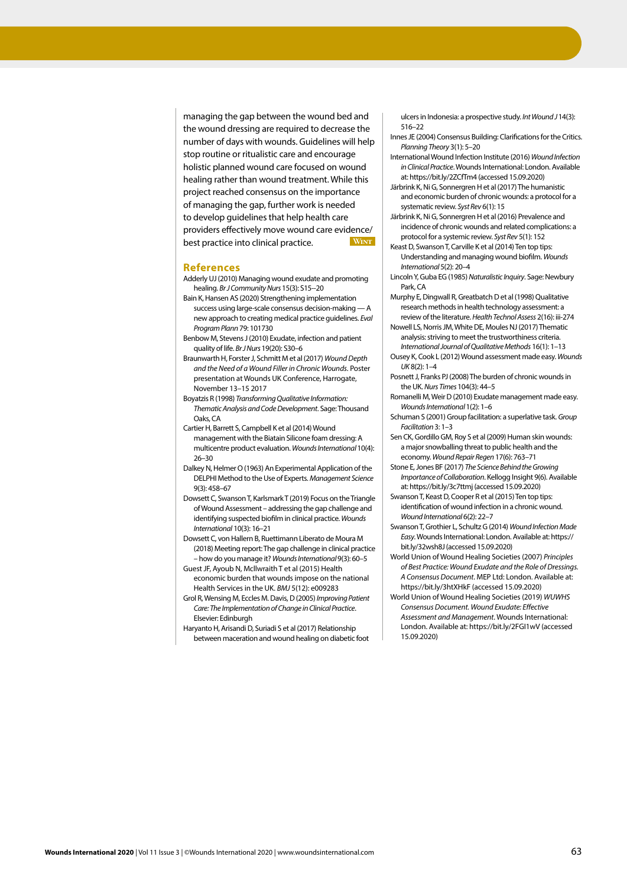managing the gap between the wound bed and the wound dressing are required to decrease the number of days with wounds. Guidelines will help stop routine or ritualistic care and encourage holistic planned wound care focused on wound healing rather than wound treatment. While this project reached consensus on the importance of managing the gap, further work is needed to develop guidelines that help health care providers effectively move wound care evidence/best practice into clinical practice. WINT

## References

Adderly UJ (2010) Managing wound exudate and promoting healing. *Br J Community Nurs* 15(3): S15–20

Bain K, Hansen AS (2020) Strengthening implementation success using large-scale consensus decision-making — A new approach to creating medical practice guidelines. *Eval Program Plann* 79: 101730

Benbow M, Stevens J (2010) Exudate, infection and patient quality of life. *Br J Nurs* 19(20): S30–6

Braunwarth H, Forster J, Schmitt M et al (2017) *Wound Depth and the Need of a Wound Filler in Chronic Wounds*. Poster presentation at Wounds UK Conference, Harrogate, November 13–15 2017

Boyatzis R (1998) *Transforming Qualitative Information: Thematic Analysis and Code Development*. Sage: Thousand Oaks, CA

Cartier H, Barrett S, Campbell K et al (2014) Wound management with the Biatain Silicone foam dressing: A multicentre product evaluation. *Wounds International* 10(4): 26–30

Dalkey N, Helmer O (1963) An Experimental Application of the DELPHI Method to the Use of Experts. *Management Science* 9(3): 458–67

Dowsett C, Swanson T, Karlsmark T (2019) Focus on the Triangle of Wound Assessment – addressing the gap challenge and identifying suspected biofilm in clinical practice. *Wounds International* 10(3): 16–21

Dowsett C, von Hallern B, Ruettimann Liberato de Moura M (2018) Meeting report: The gap challenge in clinical practice – how do you manage it? *Wounds International* 9(3): 60–5

Guest JF, Ayoub N, McIlwraith T et al (2015) Health economic burden that wounds impose on the national Health Services in the UK. *BMJ* 5(12): e009283

Grol R, Wensing M, Eccles M. Davis, D (2005) *Improving Patient Care: The Implementation of Change in Clinical Practice*. Elsevier: Edinburgh

Haryanto H, Arisandi D, Suriadi S et al (2017) Relationship between maceration and wound healing on diabetic foot ulcers in Indonesia: a prospective study. *Int Wound J* 14(3): 516–22

Innes JE (2004) Consensus Building: Clarifications for the Critics. *Planning Theory* 3(1): 5–20

International Wound Infection Institute (2016) *Wound Infection in Clinical Practice*. Wounds International: London. Available at: https://bit.ly/2ZCfTm4 (accessed 15.09.2020)

Järbrink K, Ni G, Sonnergren H et al (2017) The humanistic and economic burden of chronic wounds: a protocol for a systematic review. *Syst Rev* 6(1): 15

Järbrink K, Ni G, Sonnergren H et al (2016) Prevalence and incidence of chronic wounds and related complications: a protocol for a systemic review. *Syst Rev* 5(1): 152

Keast D, Swanson T, Carville K et al (2014) Ten top tips: Understanding and managing wound biofilm. *Wounds International* 5(2): 20–4

Lincoln Y, Guba EG (1985) *Naturalistic Inquiry*. Sage: Newbury Park, CA

Murphy E, Dingwall R, Greatbatch D et al (1998) Qualitative research methods in health technology assessment: a review of the literature. *Health Technol Assess* 2(16): iii-274

Nowell LS, Norris JM, White DE, Moules NJ (2017) Thematic analysis: striving to meet the trustworthiness criteria. *International Journal of Qualitative Methods* 16(1): 1–13

Ousey K, Cook L (2012) Wound assessment made easy. *Wounds UK* 8(2): 1–4

Posnett J, Franks PJ (2008) The burden of chronic wounds in the UK. *Nurs Times* 104(3): 44–5

Romanelli M, Weir D (2010) Exudate management made easy. *Wounds International* 1(2): 1–6

Schuman S (2001) Group facilitation: a superlative task. *Group Facilitation* 3: 1–3

Sen CK, Gordillo GM, Roy S et al (2009) Human skin wounds: a major snowballing threat to public health and the economy. *Wound Repair Regen* 17(6): 763–71

Stone E, Jones BF (2017) *The Science Behind the Growing Importance of Collaboration*. Kellogg Insight 9(6). Available at: https://bit.ly/3c7ttmj (accessed 15.09.2020)

Swanson T, Keast D, Cooper R et al (2015) Ten top tips: identification of wound infection in a chronic wound. *Wound International* 6(2): 22–7

Swanson T, Grothier L, Schultz G (2014) *Wound Infection Made Easy*. Wounds International: London. Available at: https://bit.ly/32wsh8J (accessed 15.09.2020)

World Union of Wound Healing Societies (2007) *Principles of Best Practice: Wound Exudate and the Role of Dressings. A Consensus Document*. MEP Ltd: London. Available at: https://bit.ly/3htXHkF (accessed 15.09.2020)

World Union of Wound Healing Societies (2019) *WUWHS Consensus Document. Wound Exudate: Effective Assessment and Management*. Wounds International: London. Available at: https://bit.ly/2FGI1wV (accessed 15.09.2020)